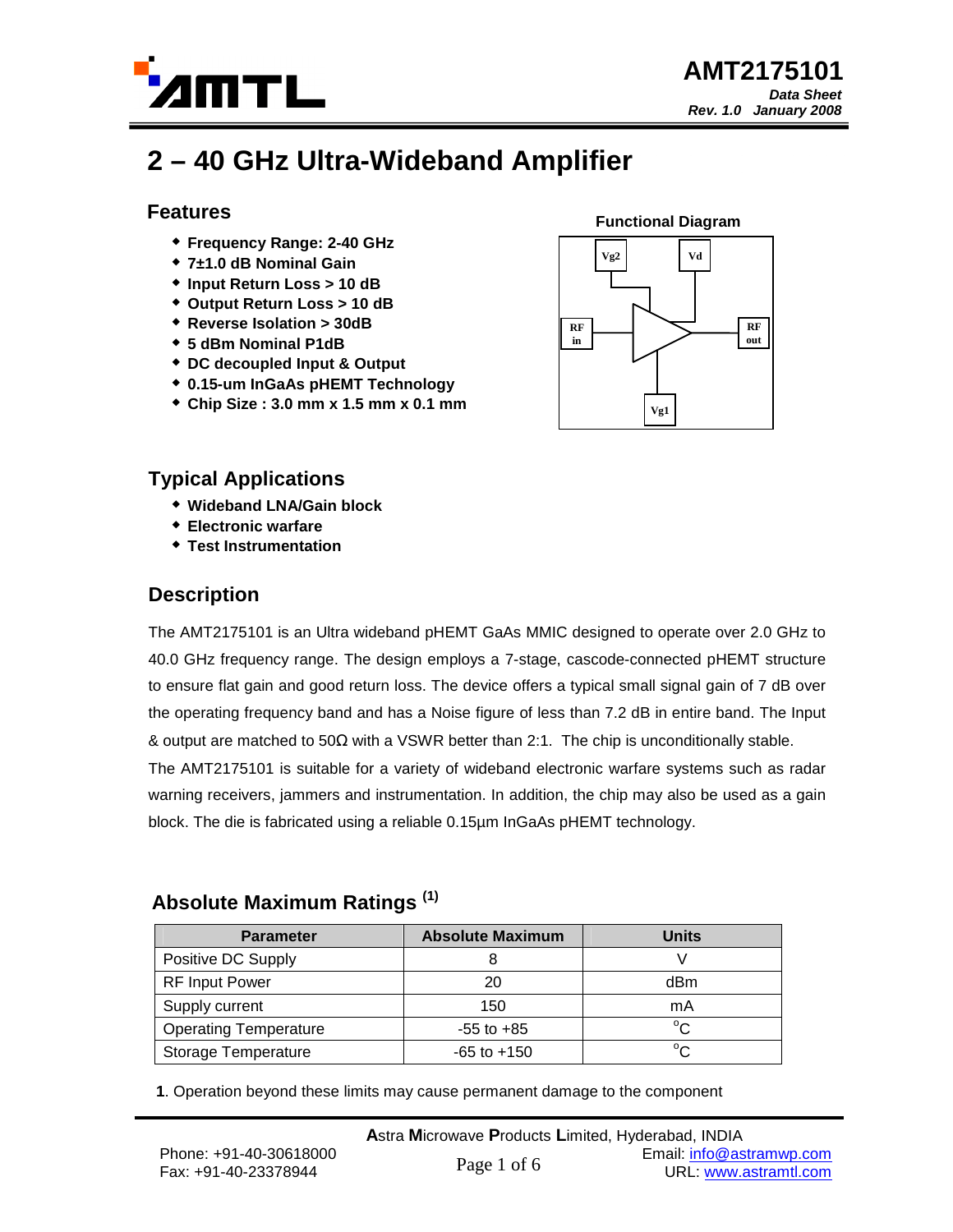# AMT2175101

*Data Sheet*
*Rev. 1.0 January 2008*

# 2 – 40 GHz Ultra-Wideband Amplifier

## Features

- **Frequency Range: 2-40 GHz**
- **7±1.0 dB Nominal Gain**
- **Input Return Loss > 10 dB**
- **Output Return Loss > 10 dB**
- **Reverse Isolation > 30dB**
- **5 dBm Nominal P1dB**
- **DC decoupled Input & Output**
- **0.15-um InGaAs pHEMT Technology**
- **Chip Size : 3.0 mm x 1.5 mm x 0.1 mm**

**Functional Diagram**

Vg2 Vd RF in RF out Vg1

## Typical Applications

- **Wideband LNA/Gain block**
- **Electronic warfare**
- **Test Instrumentation**

## Description

The AMT2175101 is an Ultra wideband pHEMT GaAs MMIC designed to operate over 2.0 GHz to 40.0 GHz frequency range. The design employs a 7-stage, cascode-connected pHEMT structure to ensure flat gain and good return loss. The device offers a typical small signal gain of 7 dB over the operating frequency band and has a Noise figure of less than 7.2 dB in entire band. The Input & output are matched to 50Ω with a VSWR better than 2:1. The chip is unconditionally stable.

The AMT2175101 is suitable for a variety of wideband electronic warfare systems such as radar warning receivers, jammers and instrumentation. In addition, the chip may also be used as a gain block. The die is fabricated using a reliable 0.15µm InGaAs pHEMT technology.

## Absolute Maximum Ratings [1]

| Parameter | Absolute Maximum | Units |
|---|---|---|
| Positive DC Supply | 8 | V |
| RF Input Power | 20 | dBm |
| Supply current | 150 | mA |
| Operating Temperature | -55 to +85 | °C |
| Storage Temperature | -65 to +150 | °C |

**1**. Operation beyond these limits may cause permanent damage to the component

**A**stra **M**icrowave **P**roducts **L**imited, Hyderabad, INDIA

Phone: +91-40-30618000
Fax: +91-40-23378944

Email: info@astramwp.com
URL: www.astramtl.com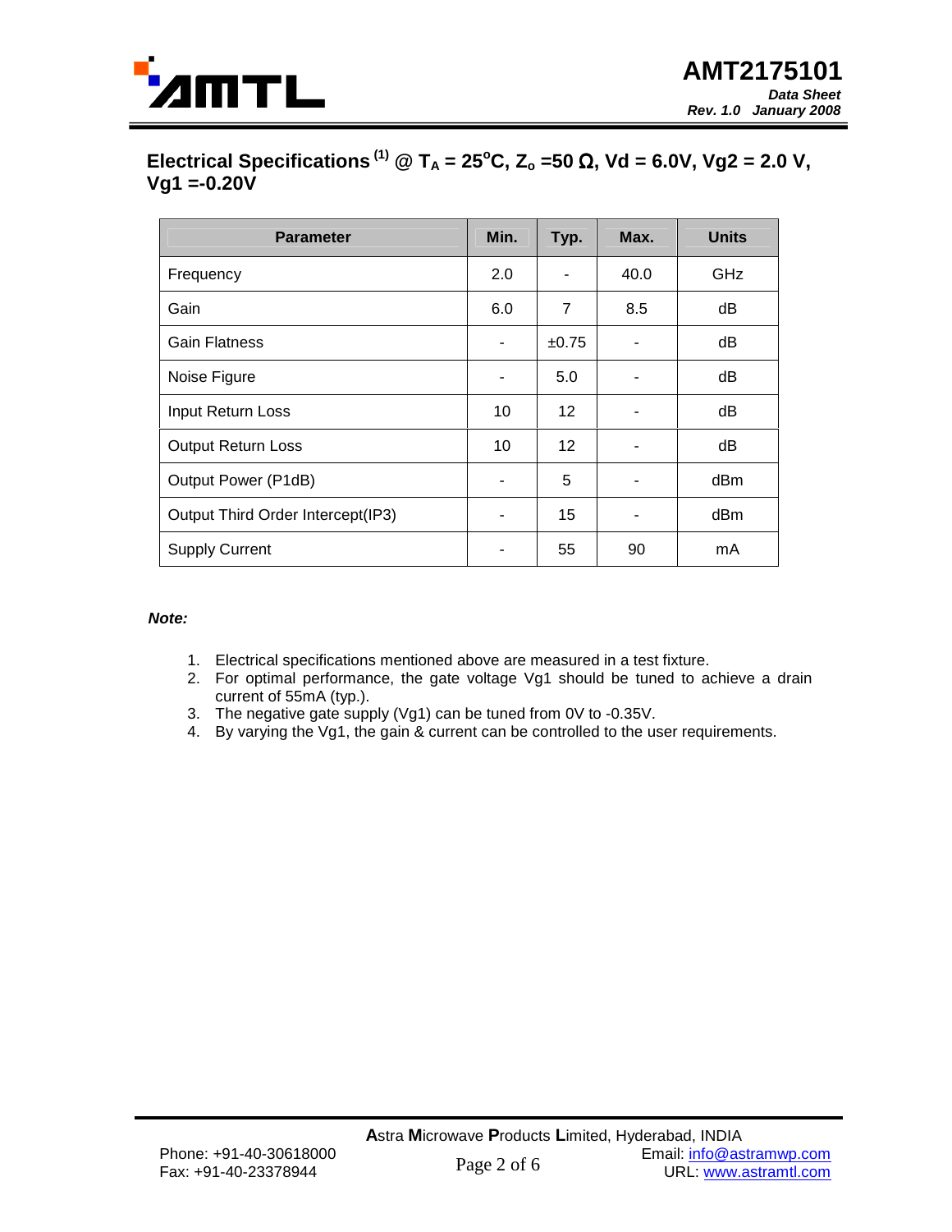## Electrical Specifications [1] @ $T_A = 25^oC$, $Z_o = 50\ \Omega$, Vd = 6.0V, Vg2 = 2.0 V, Vg1 =-0.20V

| Parameter | Min. | Typ. | Max. | Units |
|---|---|---|---|---|
| Frequency | 2.0 | - | 40.0 | GHz |
| Gain | 6.0 | 7 | 8.5 | dB |
| Gain Flatness | - | ±0.75 | - | dB |
| Noise Figure | - | 5.0 | - | dB |
| Input Return Loss | 10 | 12 | - | dB |
| Output Return Loss | 10 | 12 | - | dB |
| Output Power (P1dB) | - | 5 | - | dBm |
| Output Third Order Intercept(IP3) | - | 15 | - | dBm |
| Supply Current | - | 55 | 90 | mA |

***Note:***

1. Electrical specifications mentioned above are measured in a test fixture.
2. For optimal performance, the gate voltage Vg1 should be tuned to achieve a drain current of 55mA (typ.).
3. The negative gate supply (Vg1) can be tuned from 0V to -0.35V.
4. By varying the Vg1, the gain & current can be controlled to the user requirements.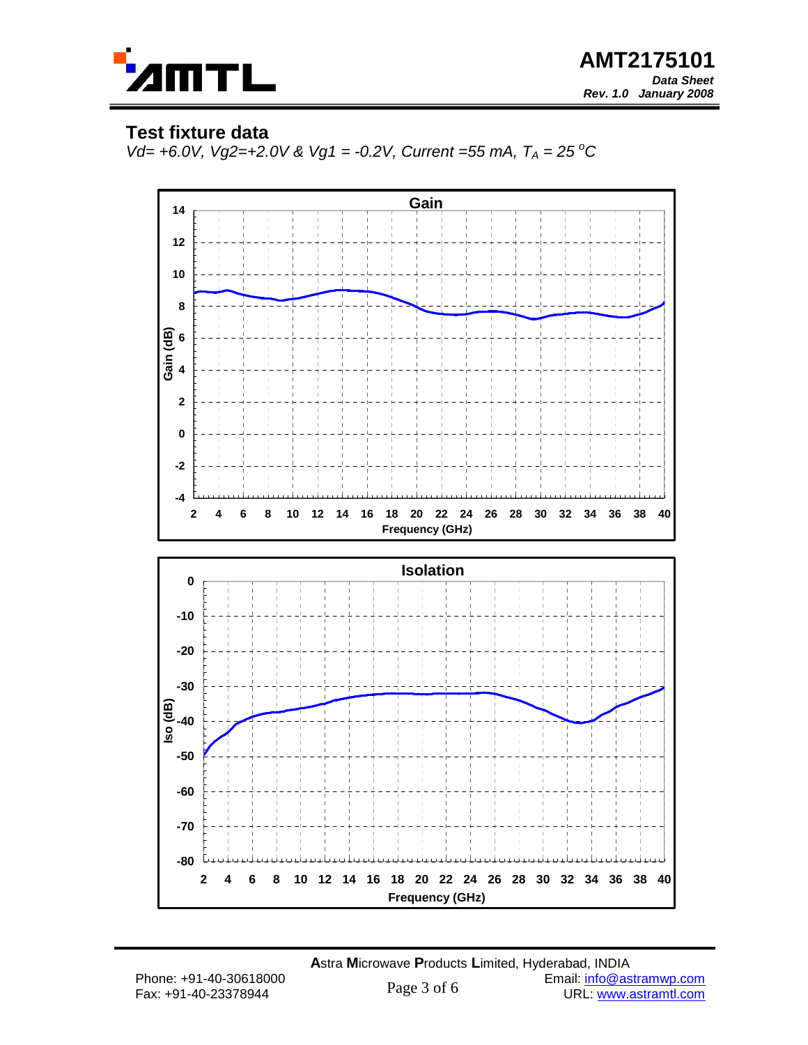## Test fixture data

*Vd= +6.0V, Vg2=+2.0V & Vg1 = -0.2V, Current =55 mA, $T_A$ = 25 $^oC$*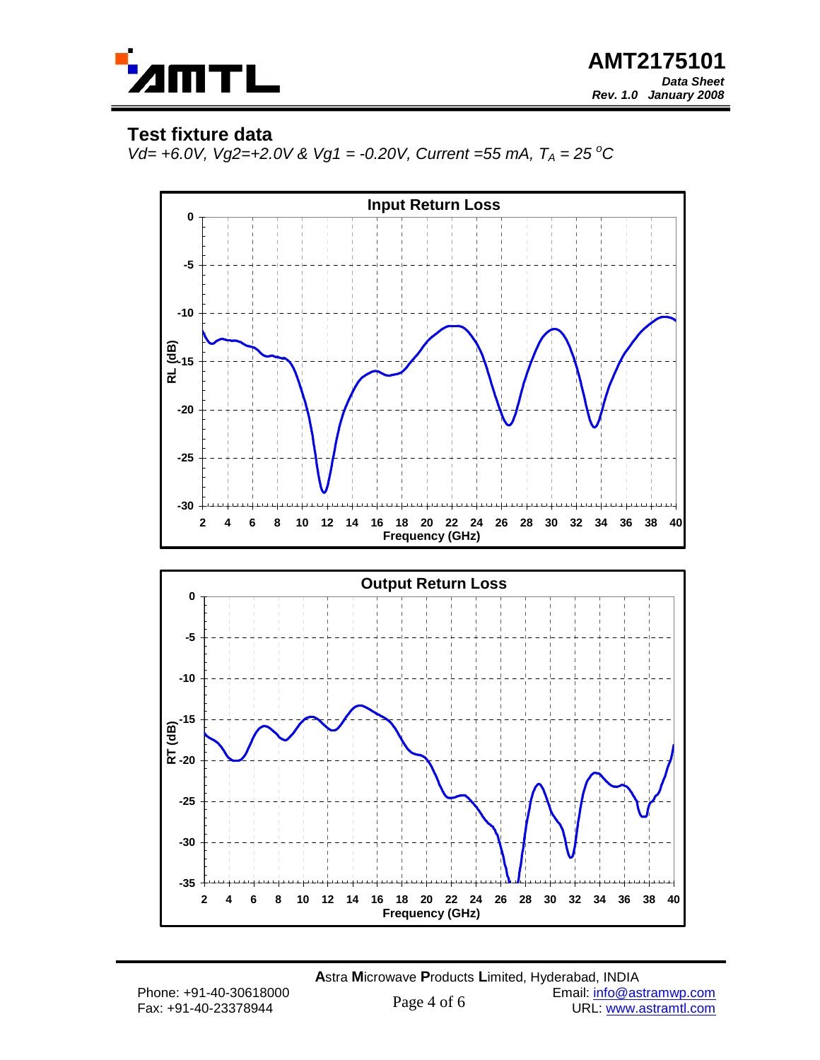## Test fixture data

*Vd= +6.0V, Vg2=+2.0V & Vg1 = -0.20V, Current =55 mA,* $T_A = 25\,^{o}C$

**Input Return Loss**

RL (dB) vs. Frequency (GHz)

**Output Return Loss**

RT (dB) vs. Frequency (GHz)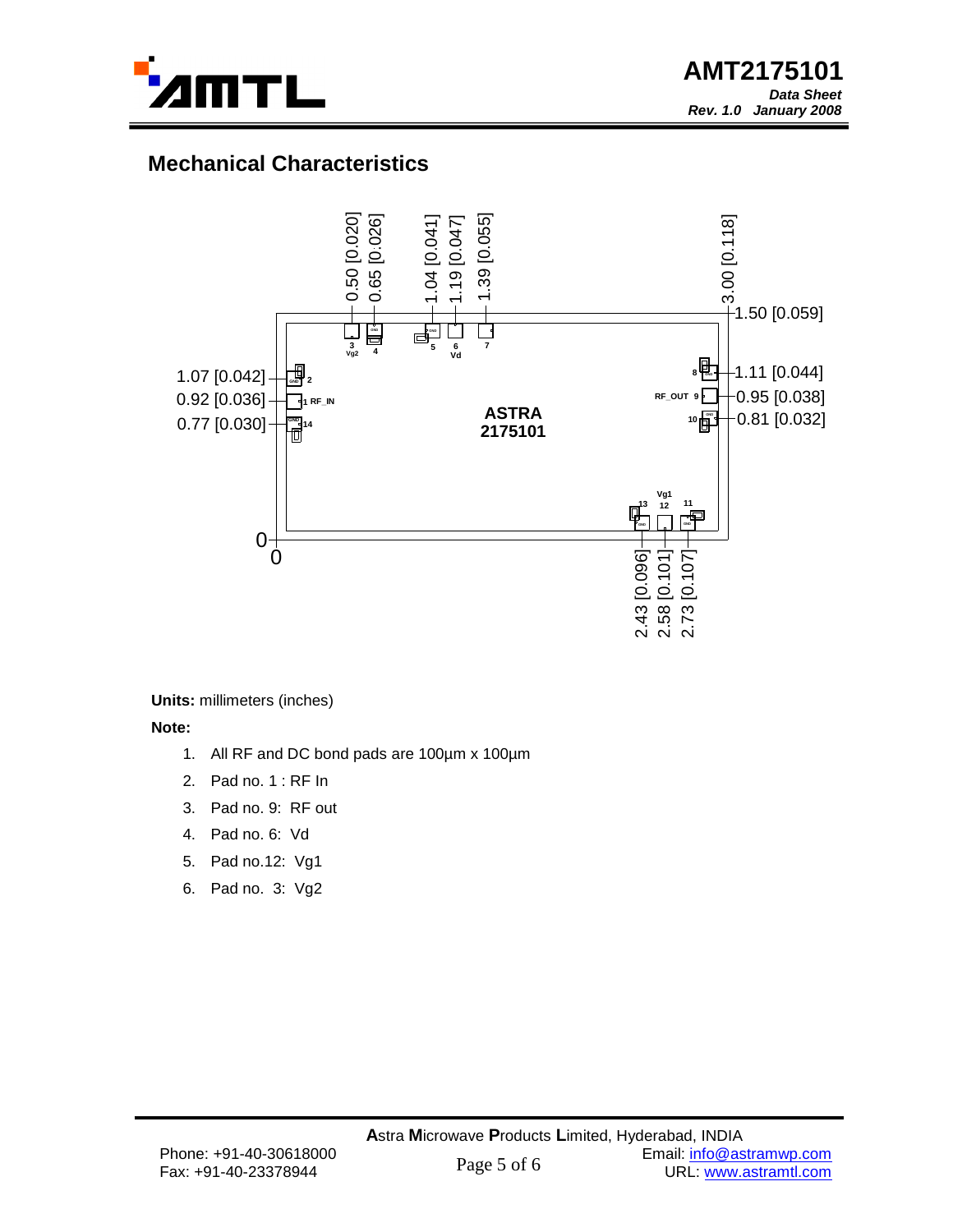## Mechanical Characteristics

**Units:** millimeters (inches)

**Note:**

1. All RF and DC bond pads are 100µm x 100µm
2. Pad no. 1 : RF In
3. Pad no. 9: RF out
4. Pad no. 6: Vd
5. Pad no.12: Vg1
6. Pad no. 3: Vg2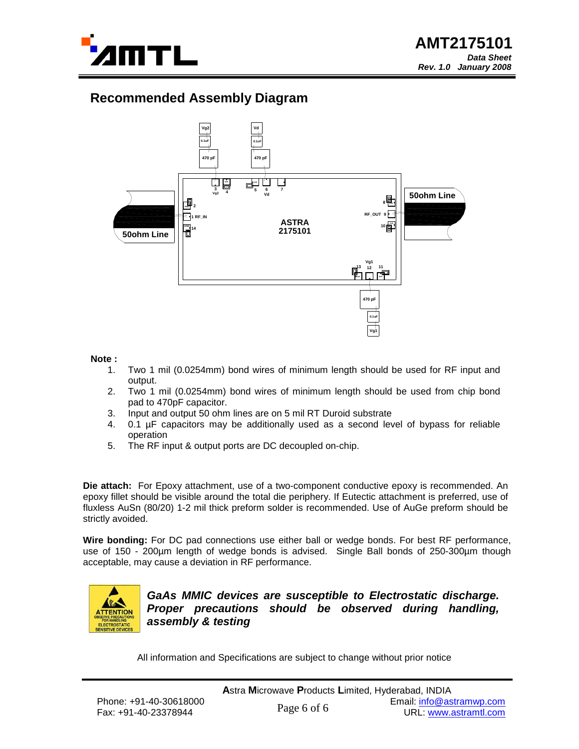## Recommended Assembly Diagram

Vg2
0.1uF
470 pF
Vd
0.1uF
470 pF
3
Vg2
4
5
6
Vd
7
2
1 RF_IN
14
50ohm Line
ASTRA
2175101
8
RF_OUT 9
10
50ohm Line
13
Vg1
12
11
470 pF
0.1uF
Vg1

**Note :**

1. Two 1 mil (0.0254mm) bond wires of minimum length should be used for RF input and output.
2. Two 1 mil (0.0254mm) bond wires of minimum length should be used from chip bond pad to 470pF capacitor.
3. Input and output 50 ohm lines are on 5 mil RT Duroid substrate
4. 0.1 µF capacitors may be additionally used as a second level of bypass for reliable operation
5. The RF input & output ports are DC decoupled on-chip.

**Die attach:** For Epoxy attachment, use of a two-component conductive epoxy is recommended. An epoxy fillet should be visible around the total die periphery. If Eutectic attachment is preferred, use of fluxless AuSn (80/20) 1-2 mil thick preform solder is recommended. Use of AuGe preform should be strictly avoided.

**Wire bonding:** For DC pad connections use either ball or wedge bonds. For best RF performance, use of 150 - 200µm length of wedge bonds is advised. Single Ball bonds of 250-300µm though acceptable, may cause a deviation in RF performance.

ATTENTION
OBSERVE PRECAUTIONS FOR HANDLING ELECTROSTATIC SENSITIVE DEVICES

***GaAs MMIC devices are susceptible to Electrostatic discharge. Proper precautions should be observed during handling, assembly & testing***

All information and Specifications are subject to change without prior notice

**A**stra **M**icrowave **P**roducts **L**imited, Hyderabad, INDIA

Phone: +91-40-30618000
Fax: +91-40-23378944

Email: info@astramwp.com
URL: www.astramtl.com